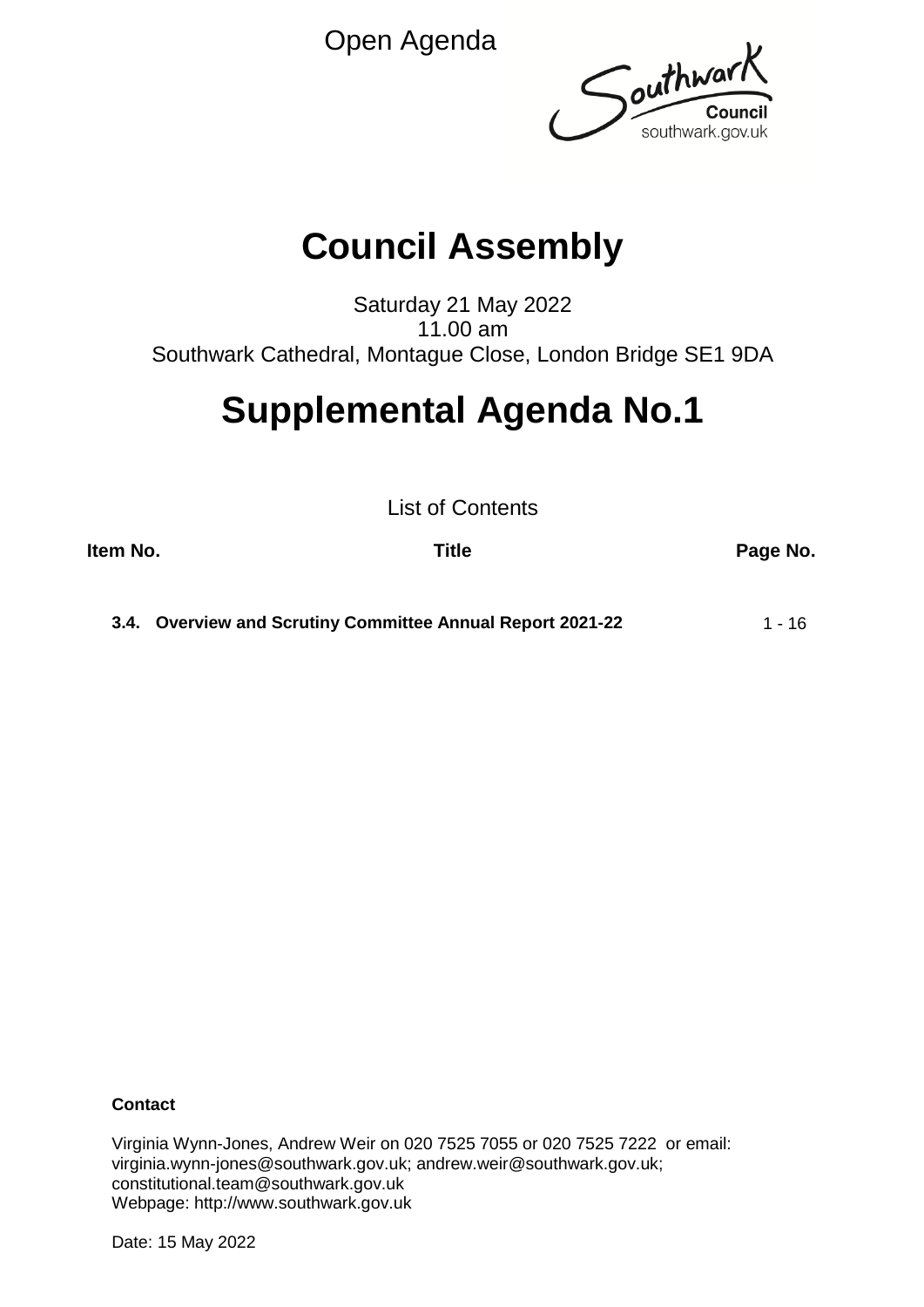Open Agenda

Southwark Council
southwark.gov.uk

# Council Assembly

Saturday 21 May 2022
11.00 am
Southwark Cathedral, Montague Close, London Bridge SE1 9DA

# Supplemental Agenda No.1

List of Contents

| Item No. | Title | Page No. |
|---|---|---|
| **3.4.** | **Overview and Scrutiny Committee Annual Report 2021-22** | 1 - 16 |

**Contact**

Virginia Wynn-Jones, Andrew Weir on 020 7525 7055 or 020 7525 7222 or email: virginia.wynn-jones@southwark.gov.uk; andrew.weir@southwark.gov.uk; constitutional.team@southwark.gov.uk
Webpage: http://www.southwark.gov.uk

Date: 15 May 2022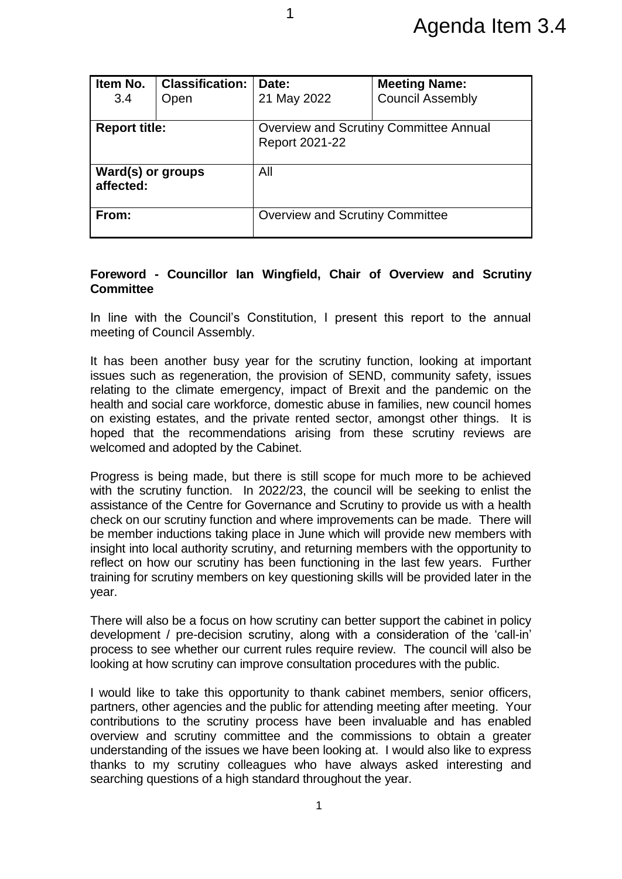# Agenda Item 3.4

| Item No. | Classification: | Date: | Meeting Name: |
| --- | --- | --- | --- |
| 3.4 | Open | 21 May 2022 | Council Assembly |
| **Report title:** | | Overview and Scrutiny Committee Annual Report 2021-22 | |
| **Ward(s) or groups affected:** | | All | |
| **From:** | | Overview and Scrutiny Committee | |

**Foreword - Councillor Ian Wingfield, Chair of Overview and Scrutiny Committee**

In line with the Council's Constitution, I present this report to the annual meeting of Council Assembly.

It has been another busy year for the scrutiny function, looking at important issues such as regeneration, the provision of SEND, community safety, issues relating to the climate emergency, impact of Brexit and the pandemic on the health and social care workforce, domestic abuse in families, new council homes on existing estates, and the private rented sector, amongst other things. It is hoped that the recommendations arising from these scrutiny reviews are welcomed and adopted by the Cabinet.

Progress is being made, but there is still scope for much more to be achieved with the scrutiny function. In 2022/23, the council will be seeking to enlist the assistance of the Centre for Governance and Scrutiny to provide us with a health check on our scrutiny function and where improvements can be made. There will be member inductions taking place in June which will provide new members with insight into local authority scrutiny, and returning members with the opportunity to reflect on how our scrutiny has been functioning in the last few years. Further training for scrutiny members on key questioning skills will be provided later in the year.

There will also be a focus on how scrutiny can better support the cabinet in policy development / pre-decision scrutiny, along with a consideration of the 'call-in' process to see whether our current rules require review. The council will also be looking at how scrutiny can improve consultation procedures with the public.

I would like to take this opportunity to thank cabinet members, senior officers, partners, other agencies and the public for attending meeting after meeting. Your contributions to the scrutiny process have been invaluable and has enabled overview and scrutiny committee and the commissions to obtain a greater understanding of the issues we have been looking at. I would also like to express thanks to my scrutiny colleagues who have always asked interesting and searching questions of a high standard throughout the year.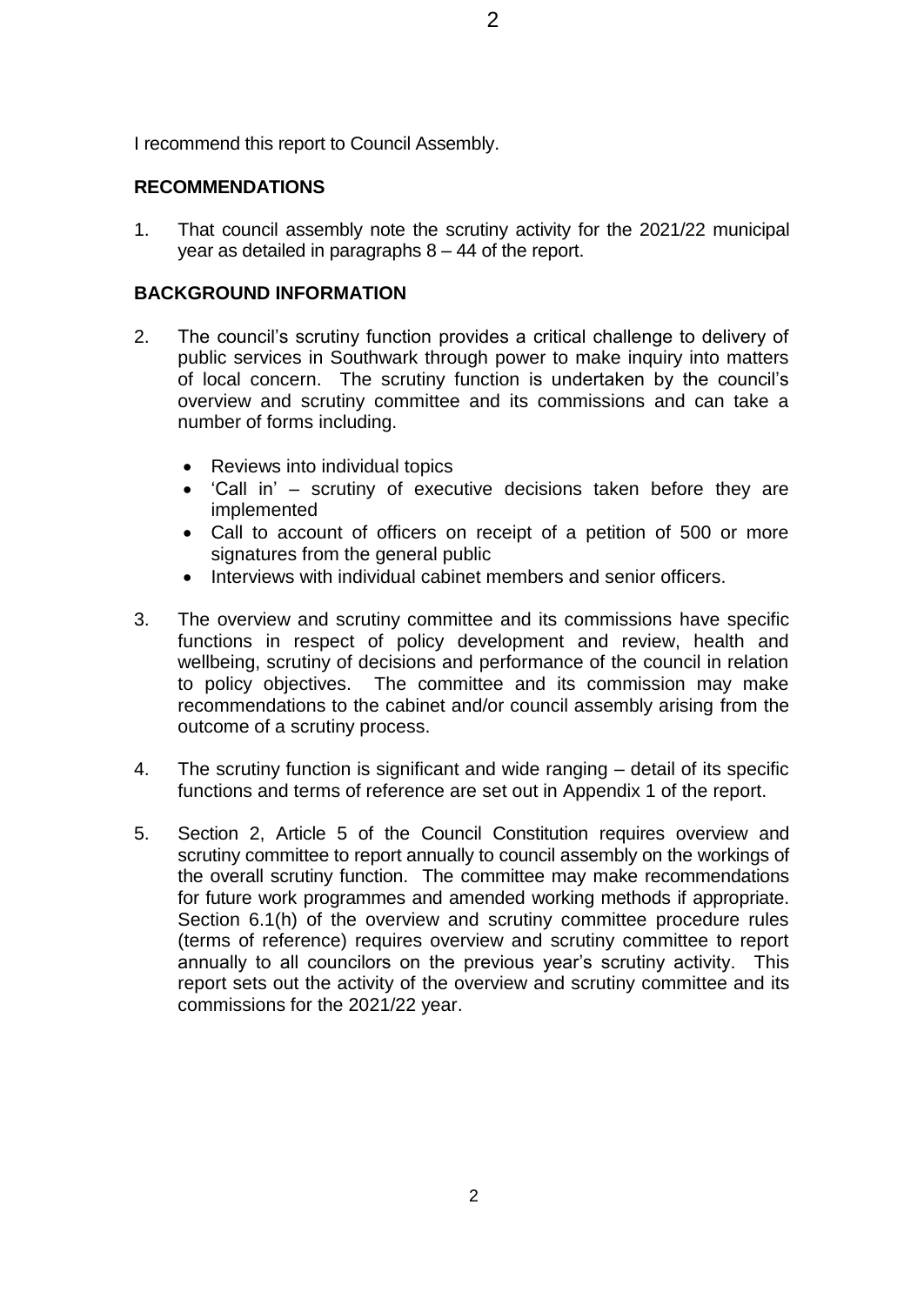I recommend this report to Council Assembly.

## RECOMMENDATIONS

1. That council assembly note the scrutiny activity for the 2021/22 municipal year as detailed in paragraphs 8 – 44 of the report.

## BACKGROUND INFORMATION

2. The council's scrutiny function provides a critical challenge to delivery of public services in Southwark through power to make inquiry into matters of local concern. The scrutiny function is undertaken by the council's overview and scrutiny committee and its commissions and can take a number of forms including.

   - Reviews into individual topics
   - 'Call in' – scrutiny of executive decisions taken before they are implemented
   - Call to account of officers on receipt of a petition of 500 or more signatures from the general public
   - Interviews with individual cabinet members and senior officers.

3. The overview and scrutiny committee and its commissions have specific functions in respect of policy development and review, health and wellbeing, scrutiny of decisions and performance of the council in relation to policy objectives. The committee and its commission may make recommendations to the cabinet and/or council assembly arising from the outcome of a scrutiny process.

4. The scrutiny function is significant and wide ranging – detail of its specific functions and terms of reference are set out in Appendix 1 of the report.

5. Section 2, Article 5 of the Council Constitution requires overview and scrutiny committee to report annually to council assembly on the workings of the overall scrutiny function. The committee may make recommendations for future work programmes and amended working methods if appropriate. Section 6.1(h) of the overview and scrutiny committee procedure rules (terms of reference) requires overview and scrutiny committee to report annually to all councilors on the previous year's scrutiny activity. This report sets out the activity of the overview and scrutiny committee and its commissions for the 2021/22 year.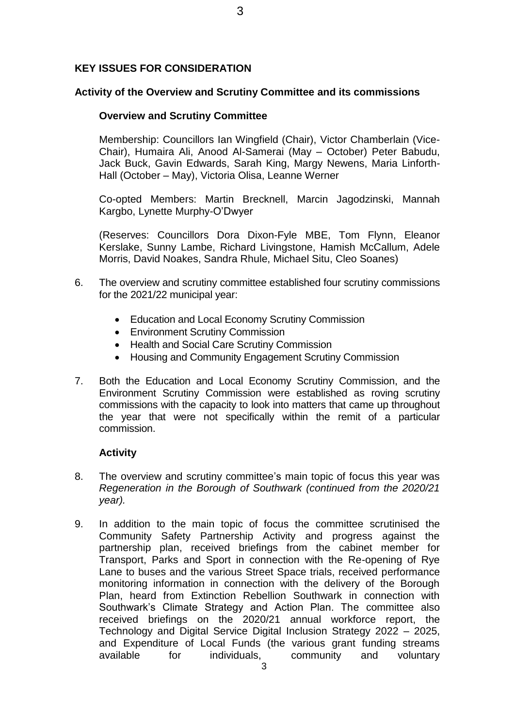## KEY ISSUES FOR CONSIDERATION

### Activity of the Overview and Scrutiny Committee and its commissions

#### Overview and Scrutiny Committee

Membership: Councillors Ian Wingfield (Chair), Victor Chamberlain (Vice-Chair), Humaira Ali, Anood Al-Samerai (May – October) Peter Babudu, Jack Buck, Gavin Edwards, Sarah King, Margy Newens, Maria Linforth-Hall (October – May), Victoria Olisa, Leanne Werner

Co-opted Members: Martin Brecknell, Marcin Jagodzinski, Mannah Kargbo, Lynette Murphy-O'Dwyer

(Reserves: Councillors Dora Dixon-Fyle MBE, Tom Flynn, Eleanor Kerslake, Sunny Lambe, Richard Livingstone, Hamish McCallum, Adele Morris, David Noakes, Sandra Rhule, Michael Situ, Cleo Soanes)

6. The overview and scrutiny committee established four scrutiny commissions for the 2021/22 municipal year:

   - Education and Local Economy Scrutiny Commission
   - Environment Scrutiny Commission
   - Health and Social Care Scrutiny Commission
   - Housing and Community Engagement Scrutiny Commission

7. Both the Education and Local Economy Scrutiny Commission, and the Environment Scrutiny Commission were established as roving scrutiny commissions with the capacity to look into matters that came up throughout the year that were not specifically within the remit of a particular commission.

#### Activity

8. The overview and scrutiny committee's main topic of focus this year was *Regeneration in the Borough of Southwark (continued from the 2020/21 year).*

9. In addition to the main topic of focus the committee scrutinised the Community Safety Partnership Activity and progress against the partnership plan, received briefings from the cabinet member for Transport, Parks and Sport in connection with the Re-opening of Rye Lane to buses and the various Street Space trials, received performance monitoring information in connection with the delivery of the Borough Plan, heard from Extinction Rebellion Southwark in connection with Southwark's Climate Strategy and Action Plan. The committee also received briefings on the 2020/21 annual workforce report, the Technology and Digital Service Digital Inclusion Strategy 2022 – 2025, and Expenditure of Local Funds (the various grant funding streams available for individuals, community and voluntary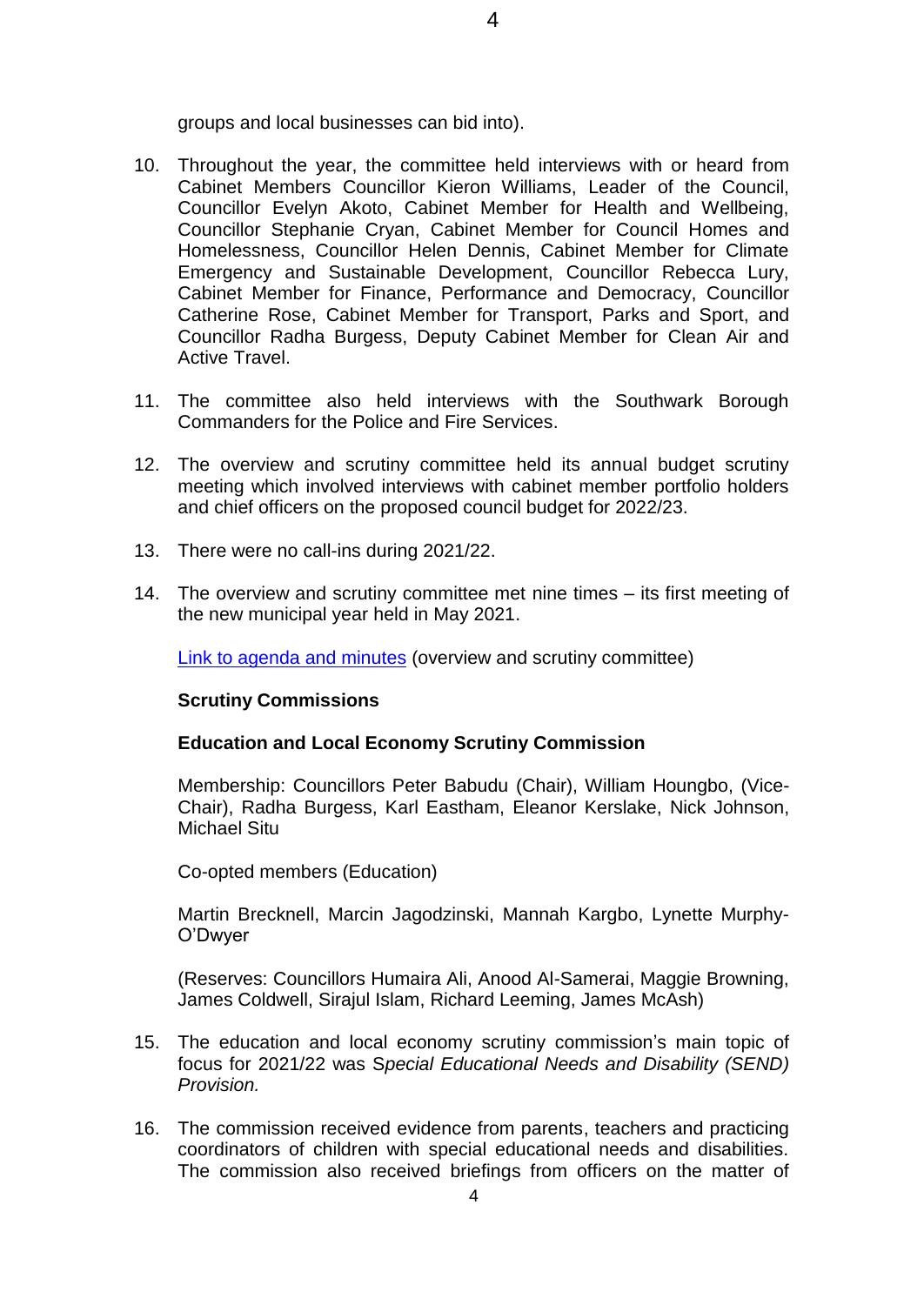groups and local businesses can bid into).

10. Throughout the year, the committee held interviews with or heard from Cabinet Members Councillor Kieron Williams, Leader of the Council, Councillor Evelyn Akoto, Cabinet Member for Health and Wellbeing, Councillor Stephanie Cryan, Cabinet Member for Council Homes and Homelessness, Councillor Helen Dennis, Cabinet Member for Climate Emergency and Sustainable Development, Councillor Rebecca Lury, Cabinet Member for Finance, Performance and Democracy, Councillor Catherine Rose, Cabinet Member for Transport, Parks and Sport, and Councillor Radha Burgess, Deputy Cabinet Member for Clean Air and Active Travel.

11. The committee also held interviews with the Southwark Borough Commanders for the Police and Fire Services.

12. The overview and scrutiny committee held its annual budget scrutiny meeting which involved interviews with cabinet member portfolio holders and chief officers on the proposed council budget for 2022/23.

13. There were no call-ins during 2021/22.

14. The overview and scrutiny committee met nine times – its first meeting of the new municipal year held in May 2021.

[Link to agenda and minutes](#) (overview and scrutiny committee)

**Scrutiny Commissions**

**Education and Local Economy Scrutiny Commission**

Membership: Councillors Peter Babudu (Chair), William Houngbo, (Vice-Chair), Radha Burgess, Karl Eastham, Eleanor Kerslake, Nick Johnson, Michael Situ

Co-opted members (Education)

Martin Brecknell, Marcin Jagodzinski, Mannah Kargbo, Lynette Murphy-O'Dwyer

(Reserves: Councillors Humaira Ali, Anood Al-Samerai, Maggie Browning, James Coldwell, Sirajul Islam, Richard Leeming, James McAsh)

15. The education and local economy scrutiny commission's main topic of focus for 2021/22 was *Special Educational Needs and Disability (SEND) Provision.*

16. The commission received evidence from parents, teachers and practicing coordinators of children with special educational needs and disabilities. The commission also received briefings from officers on the matter of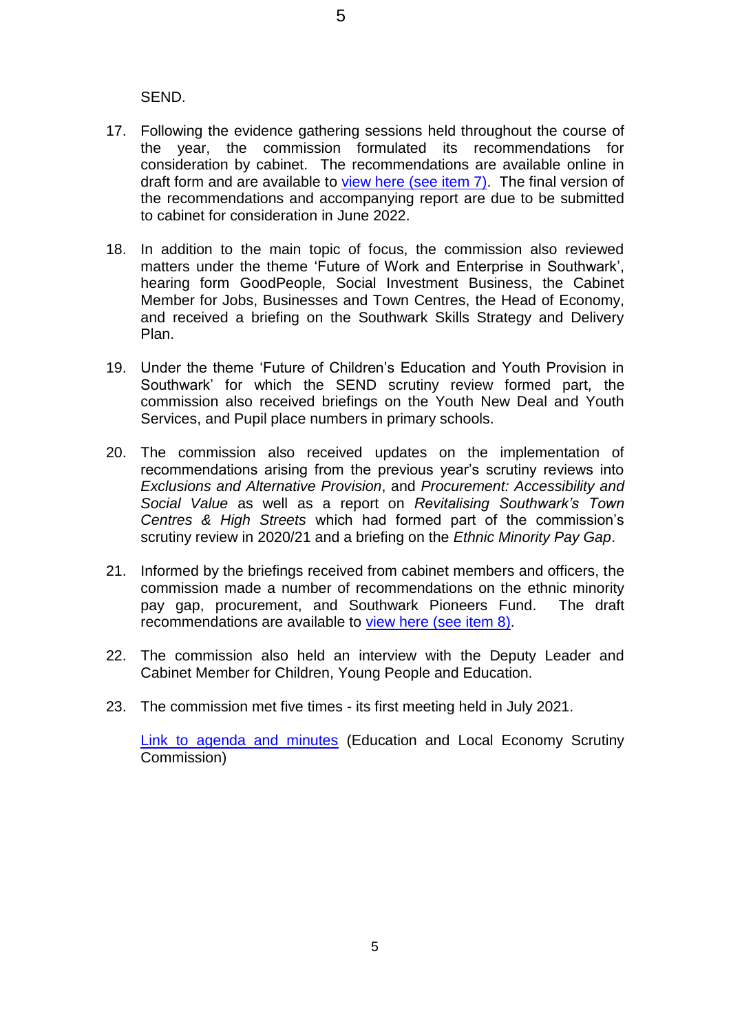SEND.

17. Following the evidence gathering sessions held throughout the course of the year, the commission formulated its recommendations for consideration by cabinet. The recommendations are available online in draft form and are available to view here (see item 7). The final version of the recommendations and accompanying report are due to be submitted to cabinet for consideration in June 2022.

18. In addition to the main topic of focus, the commission also reviewed matters under the theme 'Future of Work and Enterprise in Southwark', hearing form GoodPeople, Social Investment Business, the Cabinet Member for Jobs, Businesses and Town Centres, the Head of Economy, and received a briefing on the Southwark Skills Strategy and Delivery Plan.

19. Under the theme 'Future of Children's Education and Youth Provision in Southwark' for which the SEND scrutiny review formed part, the commission also received briefings on the Youth New Deal and Youth Services, and Pupil place numbers in primary schools.

20. The commission also received updates on the implementation of recommendations arising from the previous year's scrutiny reviews into *Exclusions and Alternative Provision*, and *Procurement: Accessibility and Social Value* as well as a report on *Revitalising Southwark's Town Centres & High Streets* which had formed part of the commission's scrutiny review in 2020/21 and a briefing on the *Ethnic Minority Pay Gap*.

21. Informed by the briefings received from cabinet members and officers, the commission made a number of recommendations on the ethnic minority pay gap, procurement, and Southwark Pioneers Fund. The draft recommendations are available to view here (see item 8).

22. The commission also held an interview with the Deputy Leader and Cabinet Member for Children, Young People and Education.

23. The commission met five times - its first meeting held in July 2021.

    Link to agenda and minutes (Education and Local Economy Scrutiny Commission)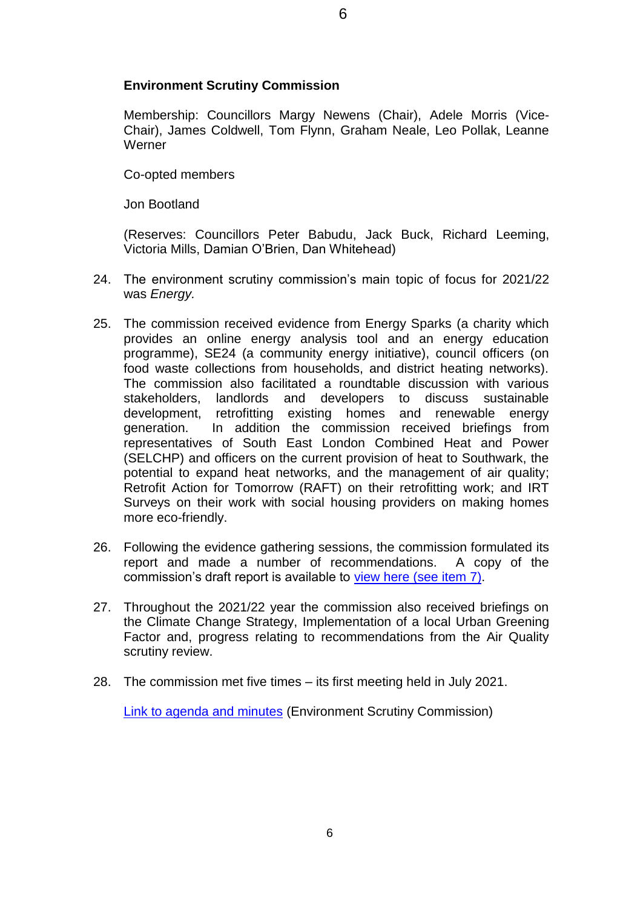**Environment Scrutiny Commission**

Membership: Councillors Margy Newens (Chair), Adele Morris (Vice-Chair), James Coldwell, Tom Flynn, Graham Neale, Leo Pollak, Leanne Werner

Co-opted members

Jon Bootland

(Reserves: Councillors Peter Babudu, Jack Buck, Richard Leeming, Victoria Mills, Damian O'Brien, Dan Whitehead)

24. The environment scrutiny commission's main topic of focus for 2021/22 was *Energy.*

25. The commission received evidence from Energy Sparks (a charity which provides an online energy analysis tool and an energy education programme), SE24 (a community energy initiative), council officers (on food waste collections from households, and district heating networks). The commission also facilitated a roundtable discussion with various stakeholders, landlords and developers to discuss sustainable development, retrofitting existing homes and renewable energy generation. In addition the commission received briefings from representatives of South East London Combined Heat and Power (SELCHP) and officers on the current provision of heat to Southwark, the potential to expand heat networks, and the management of air quality; Retrofit Action for Tomorrow (RAFT) on their retrofitting work; and IRT Surveys on their work with social housing providers on making homes more eco-friendly.

26. Following the evidence gathering sessions, the commission formulated its report and made a number of recommendations. A copy of the commission's draft report is available to view here (see item 7).

27. Throughout the 2021/22 year the commission also received briefings on the Climate Change Strategy, Implementation of a local Urban Greening Factor and, progress relating to recommendations from the Air Quality scrutiny review.

28. The commission met five times – its first meeting held in July 2021.

Link to agenda and minutes (Environment Scrutiny Commission)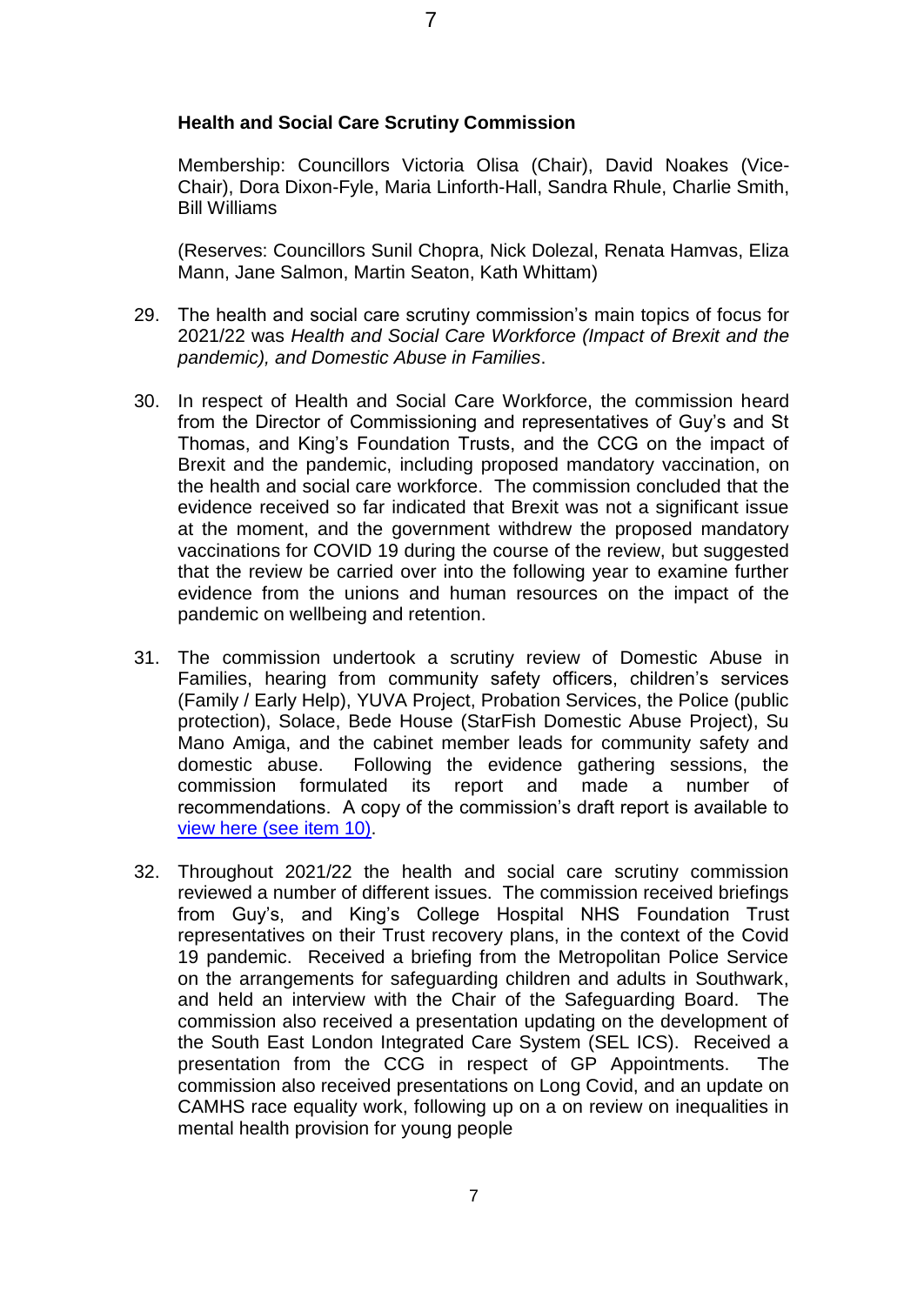**Health and Social Care Scrutiny Commission**

Membership: Councillors Victoria Olisa (Chair), David Noakes (Vice-Chair), Dora Dixon-Fyle, Maria Linforth-Hall, Sandra Rhule, Charlie Smith, Bill Williams

(Reserves: Councillors Sunil Chopra, Nick Dolezal, Renata Hamvas, Eliza Mann, Jane Salmon, Martin Seaton, Kath Whittam)

29. The health and social care scrutiny commission's main topics of focus for 2021/22 was *Health and Social Care Workforce (Impact of Brexit and the pandemic), and Domestic Abuse in Families*.

30. In respect of Health and Social Care Workforce, the commission heard from the Director of Commissioning and representatives of Guy's and St Thomas, and King's Foundation Trusts, and the CCG on the impact of Brexit and the pandemic, including proposed mandatory vaccination, on the health and social care workforce. The commission concluded that the evidence received so far indicated that Brexit was not a significant issue at the moment, and the government withdrew the proposed mandatory vaccinations for COVID 19 during the course of the review, but suggested that the review be carried over into the following year to examine further evidence from the unions and human resources on the impact of the pandemic on wellbeing and retention.

31. The commission undertook a scrutiny review of Domestic Abuse in Families, hearing from community safety officers, children's services (Family / Early Help), YUVA Project, Probation Services, the Police (public protection), Solace, Bede House (StarFish Domestic Abuse Project), Su Mano Amiga, and the cabinet member leads for community safety and domestic abuse. Following the evidence gathering sessions, the commission formulated its report and made a number of recommendations. A copy of the commission's draft report is available to [view here (see item 10)](#).

32. Throughout 2021/22 the health and social care scrutiny commission reviewed a number of different issues. The commission received briefings from Guy's, and King's College Hospital NHS Foundation Trust representatives on their Trust recovery plans, in the context of the Covid 19 pandemic. Received a briefing from the Metropolitan Police Service on the arrangements for safeguarding children and adults in Southwark, and held an interview with the Chair of the Safeguarding Board. The commission also received a presentation updating on the development of the South East London Integrated Care System (SEL ICS). Received a presentation from the CCG in respect of GP Appointments. The commission also received presentations on Long Covid, and an update on CAMHS race equality work, following up on a on review on inequalities in mental health provision for young people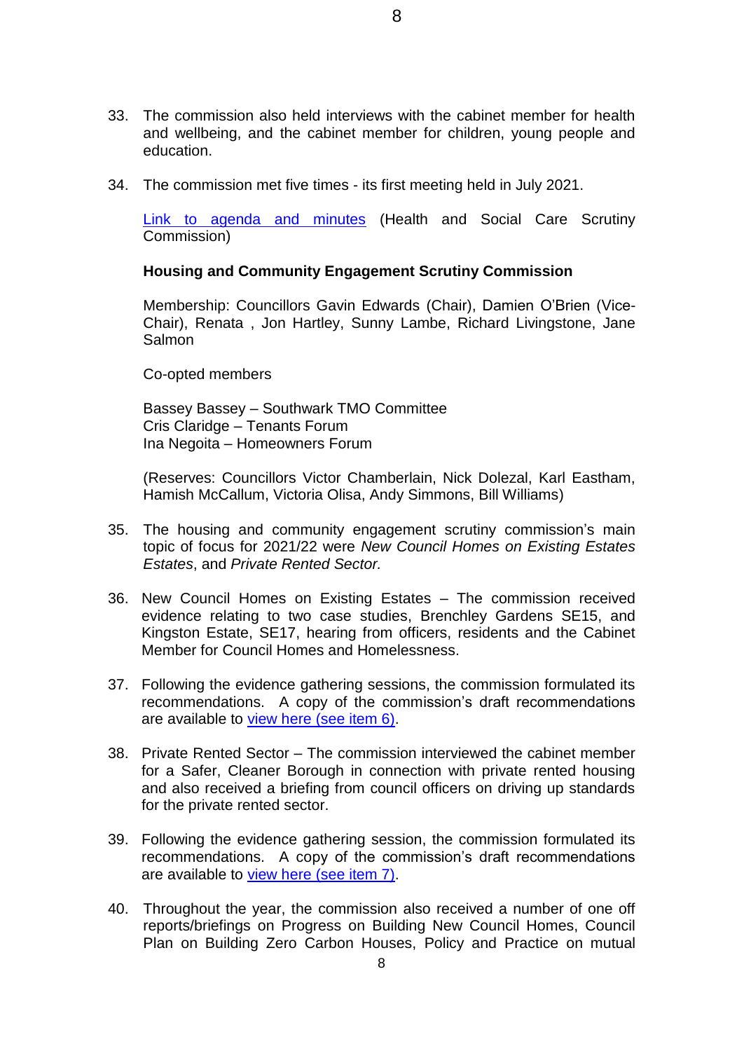33. The commission also held interviews with the cabinet member for health and wellbeing, and the cabinet member for children, young people and education.

34. The commission met five times - its first meeting held in July 2021.

    Link to agenda and minutes (Health and Social Care Scrutiny Commission)

    **Housing and Community Engagement Scrutiny Commission**

    Membership: Councillors Gavin Edwards (Chair), Damien O'Brien (Vice-Chair), Renata , Jon Hartley, Sunny Lambe, Richard Livingstone, Jane Salmon

    Co-opted members

    Bassey Bassey – Southwark TMO Committee
    Cris Claridge – Tenants Forum
    Ina Negoita – Homeowners Forum

    (Reserves: Councillors Victor Chamberlain, Nick Dolezal, Karl Eastham, Hamish McCallum, Victoria Olisa, Andy Simmons, Bill Williams)

35. The housing and community engagement scrutiny commission's main topic of focus for 2021/22 were *New Council Homes on Existing Estates Estates*, and *Private Rented Sector.*

36. New Council Homes on Existing Estates – The commission received evidence relating to two case studies, Brenchley Gardens SE15, and Kingston Estate, SE17, hearing from officers, residents and the Cabinet Member for Council Homes and Homelessness.

37. Following the evidence gathering sessions, the commission formulated its recommendations. A copy of the commission's draft recommendations are available to view here (see item 6).

38. Private Rented Sector – The commission interviewed the cabinet member for a Safer, Cleaner Borough in connection with private rented housing and also received a briefing from council officers on driving up standards for the private rented sector.

39. Following the evidence gathering session, the commission formulated its recommendations. A copy of the commission's draft recommendations are available to view here (see item 7).

40. Throughout the year, the commission also received a number of one off reports/briefings on Progress on Building New Council Homes, Council Plan on Building Zero Carbon Houses, Policy and Practice on mutual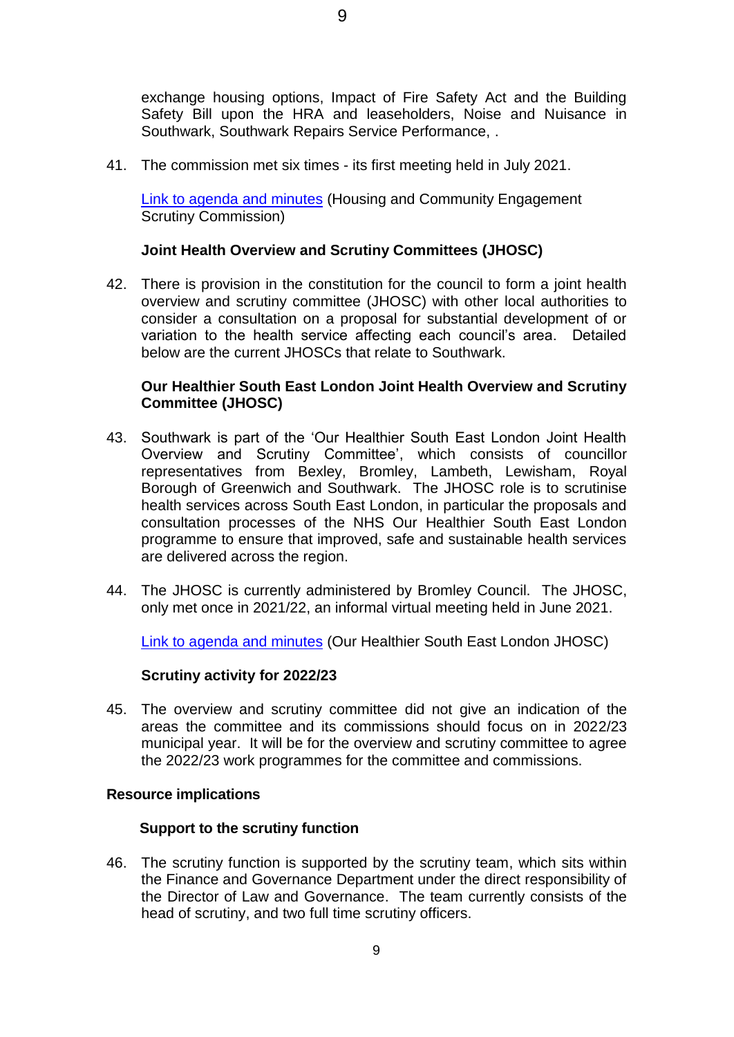exchange housing options, Impact of Fire Safety Act and the Building Safety Bill upon the HRA and leaseholders, Noise and Nuisance in Southwark, Southwark Repairs Service Performance, .

41. The commission met six times - its first meeting held in July 2021.

    Link to agenda and minutes (Housing and Community Engagement Scrutiny Commission)

**Joint Health Overview and Scrutiny Committees (JHOSC)**

42. There is provision in the constitution for the council to form a joint health overview and scrutiny committee (JHOSC) with other local authorities to consider a consultation on a proposal for substantial development of or variation to the health service affecting each council's area. Detailed below are the current JHOSCs that relate to Southwark.

**Our Healthier South East London Joint Health Overview and Scrutiny Committee (JHOSC)**

43. Southwark is part of the 'Our Healthier South East London Joint Health Overview and Scrutiny Committee', which consists of councillor representatives from Bexley, Bromley, Lambeth, Lewisham, Royal Borough of Greenwich and Southwark. The JHOSC role is to scrutinise health services across South East London, in particular the proposals and consultation processes of the NHS Our Healthier South East London programme to ensure that improved, safe and sustainable health services are delivered across the region.

44. The JHOSC is currently administered by Bromley Council. The JHOSC, only met once in 2021/22, an informal virtual meeting held in June 2021.

    Link to agenda and minutes (Our Healthier South East London JHOSC)

**Scrutiny activity for 2022/23**

45. The overview and scrutiny committee did not give an indication of the areas the committee and its commissions should focus on in 2022/23 municipal year. It will be for the overview and scrutiny committee to agree the 2022/23 work programmes for the committee and commissions.

**Resource implications**

**Support to the scrutiny function**

46. The scrutiny function is supported by the scrutiny team, which sits within the Finance and Governance Department under the direct responsibility of the Director of Law and Governance. The team currently consists of the head of scrutiny, and two full time scrutiny officers.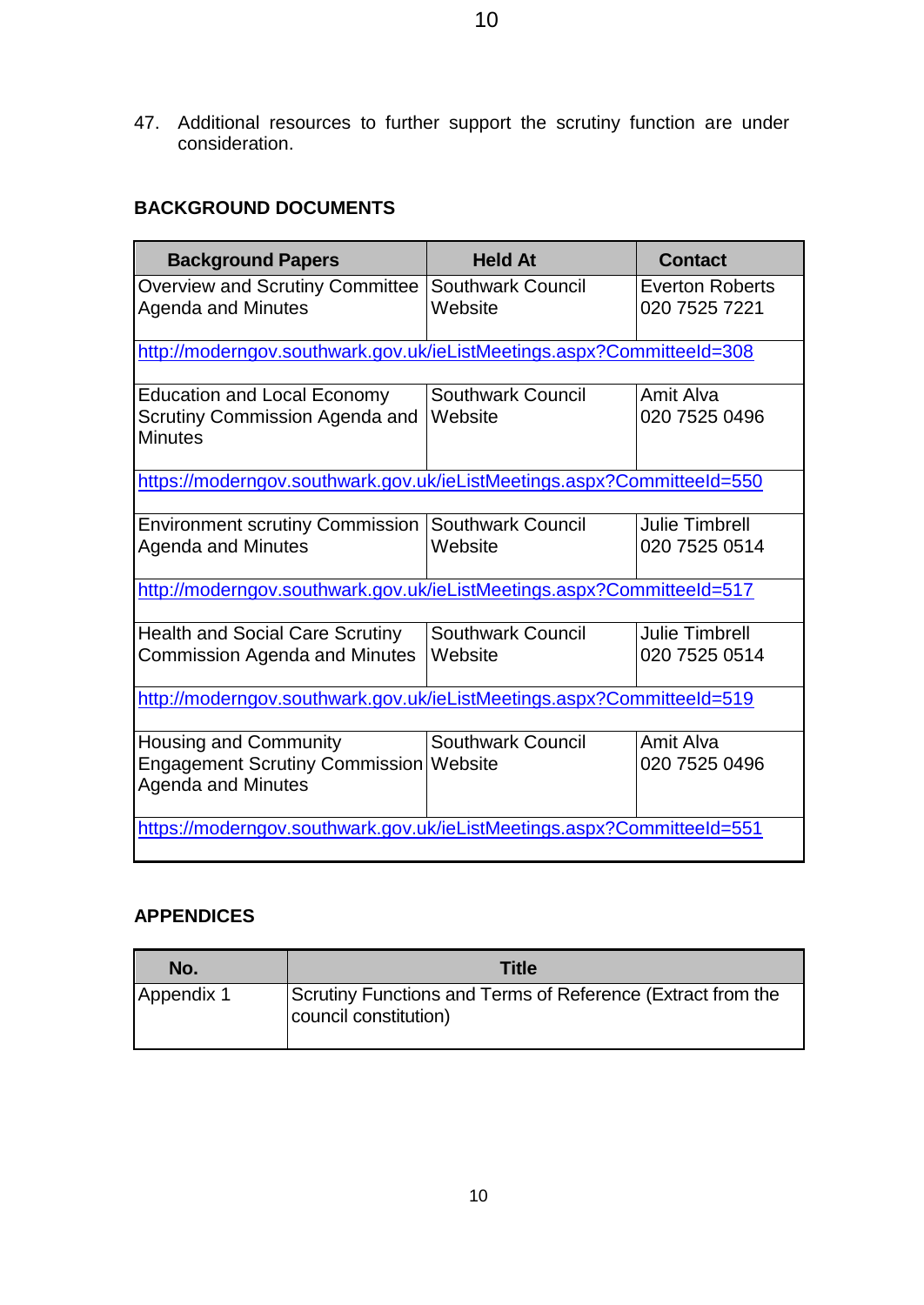47. Additional resources to further support the scrutiny function are under consideration.

## BACKGROUND DOCUMENTS

| Background Papers | Held At | Contact |
|---|---|---|
| Overview and Scrutiny Committee Agenda and Minutes | Southwark Council Website | Everton Roberts 020 7525 7221 |
| http://moderngov.southwark.gov.uk/ieListMeetings.aspx?CommitteeId=308 | | |
| Education and Local Economy Scrutiny Commission Agenda and Minutes | Southwark Council Website | Amit Alva 020 7525 0496 |
| https://moderngov.southwark.gov.uk/ieListMeetings.aspx?CommitteeId=550 | | |
| Environment scrutiny Commission Agenda and Minutes | Southwark Council Website | Julie Timbrell 020 7525 0514 |
| http://moderngov.southwark.gov.uk/ieListMeetings.aspx?CommitteeId=517 | | |
| Health and Social Care Scrutiny Commission Agenda and Minutes | Southwark Council Website | Julie Timbrell 020 7525 0514 |
| http://moderngov.southwark.gov.uk/ieListMeetings.aspx?CommitteeId=519 | | |
| Housing and Community Engagement Scrutiny Commission Agenda and Minutes | Southwark Council Website | Amit Alva 020 7525 0496 |
| https://moderngov.southwark.gov.uk/ieListMeetings.aspx?CommitteeId=551 | | |

## APPENDICES

| No. | Title |
|---|---|
| Appendix 1 | Scrutiny Functions and Terms of Reference (Extract from the council constitution) |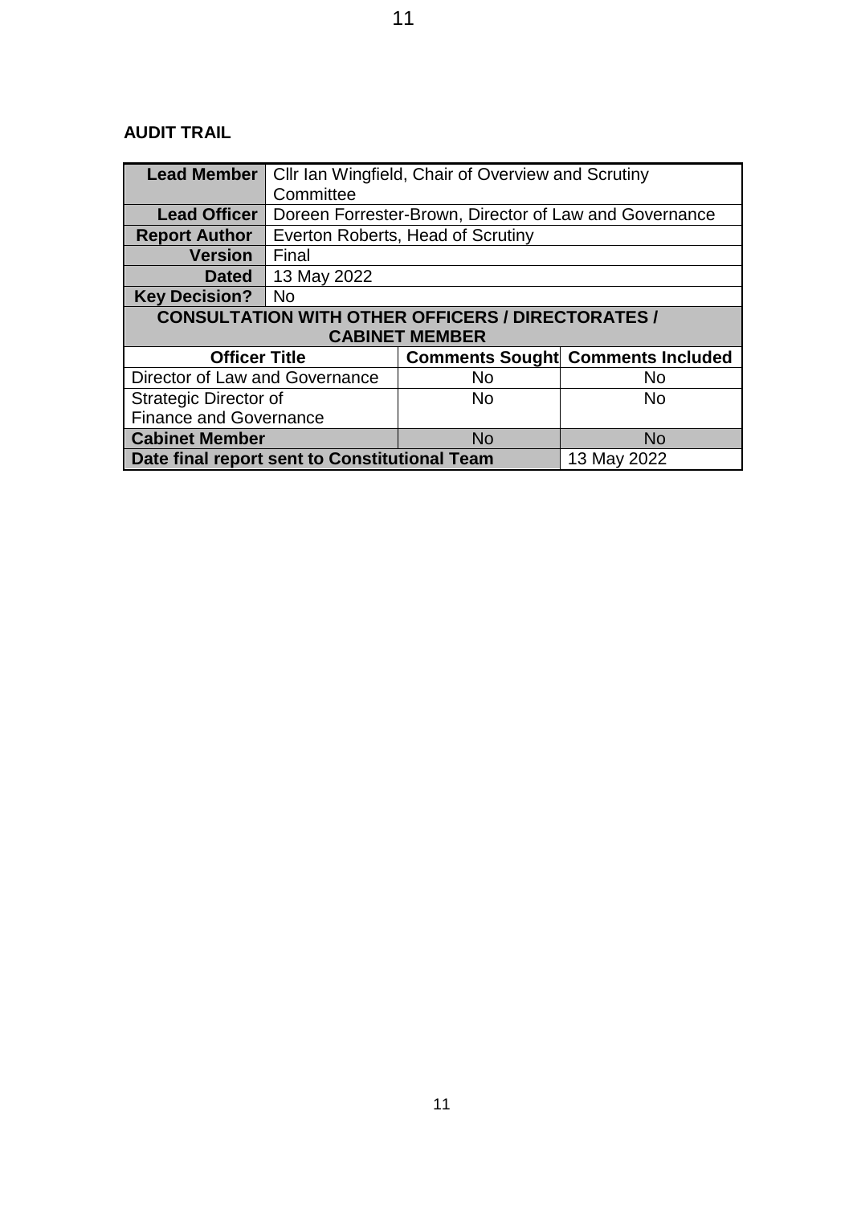**AUDIT TRAIL**

| | | | |
|---|---|---|---|
| **Lead Member** | Cllr Ian Wingfield, Chair of Overview and Scrutiny Committee | | |
| **Lead Officer** | Doreen Forrester-Brown, Director of Law and Governance | | |
| **Report Author** | Everton Roberts, Head of Scrutiny | | |
| **Version** | Final | | |
| **Dated** | 13 May 2022 | | |
| **Key Decision?** | No | | |
| **CONSULTATION WITH OTHER OFFICERS / DIRECTORATES / CABINET MEMBER** | | | |
| **Officer Title** | | **Comments Sought** | **Comments Included** |
| Director of Law and Governance | | No | No |
| Strategic Director of Finance and Governance | | No | No |
| **Cabinet Member** | | No | No |
| **Date final report sent to Constitutional Team** | | | 13 May 2022 |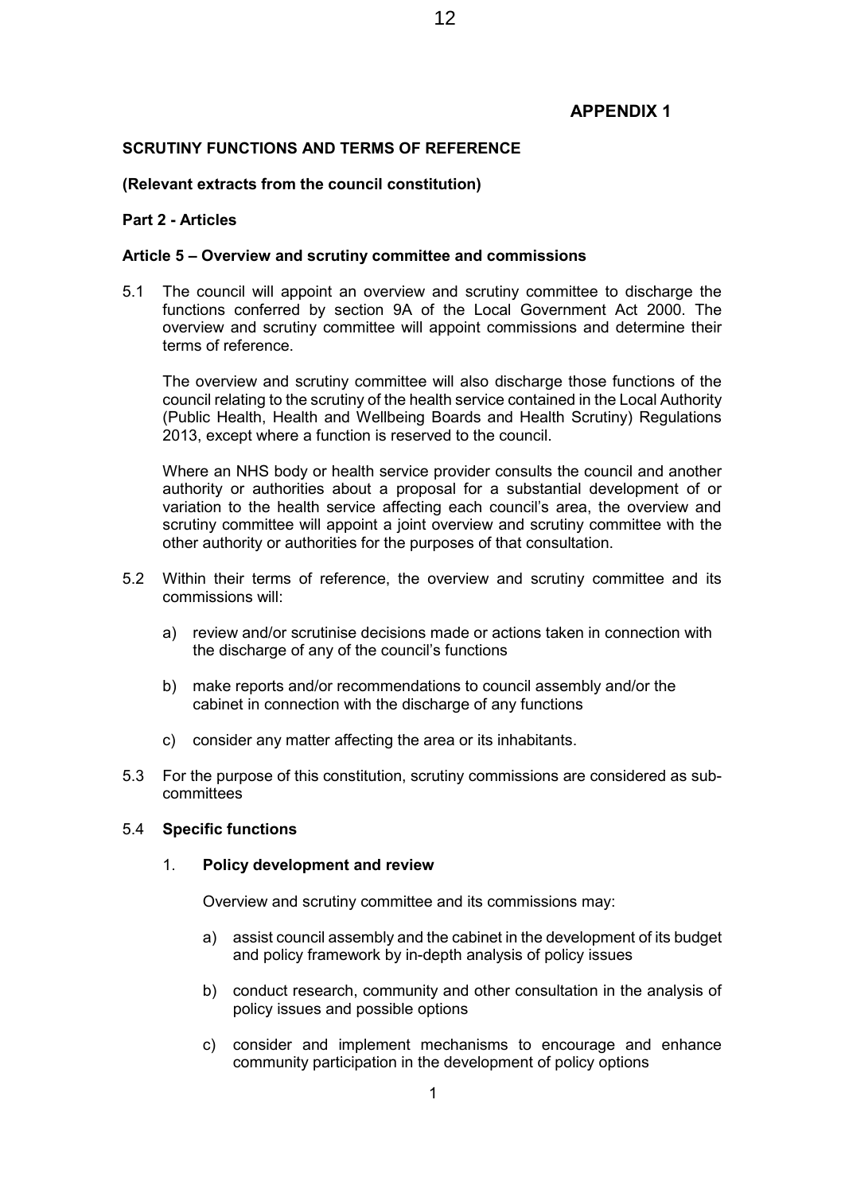## APPENDIX 1

**SCRUTINY FUNCTIONS AND TERMS OF REFERENCE**

**(Relevant extracts from the council constitution)**

**Part 2 - Articles**

**Article 5 – Overview and scrutiny committee and commissions**

5.1 The council will appoint an overview and scrutiny committee to discharge the functions conferred by section 9A of the Local Government Act 2000. The overview and scrutiny committee will appoint commissions and determine their terms of reference.

The overview and scrutiny committee will also discharge those functions of the council relating to the scrutiny of the health service contained in the Local Authority (Public Health, Health and Wellbeing Boards and Health Scrutiny) Regulations 2013, except where a function is reserved to the council.

Where an NHS body or health service provider consults the council and another authority or authorities about a proposal for a substantial development of or variation to the health service affecting each council's area, the overview and scrutiny committee will appoint a joint overview and scrutiny committee with the other authority or authorities for the purposes of that consultation.

5.2 Within their terms of reference, the overview and scrutiny committee and its commissions will:

a) review and/or scrutinise decisions made or actions taken in connection with the discharge of any of the council's functions

b) make reports and/or recommendations to council assembly and/or the cabinet in connection with the discharge of any functions

c) consider any matter affecting the area or its inhabitants.

5.3 For the purpose of this constitution, scrutiny commissions are considered as sub-committees

5.4 **Specific functions**

1. **Policy development and review**

Overview and scrutiny committee and its commissions may:

a) assist council assembly and the cabinet in the development of its budget and policy framework by in-depth analysis of policy issues

b) conduct research, community and other consultation in the analysis of policy issues and possible options

c) consider and implement mechanisms to encourage and enhance community participation in the development of policy options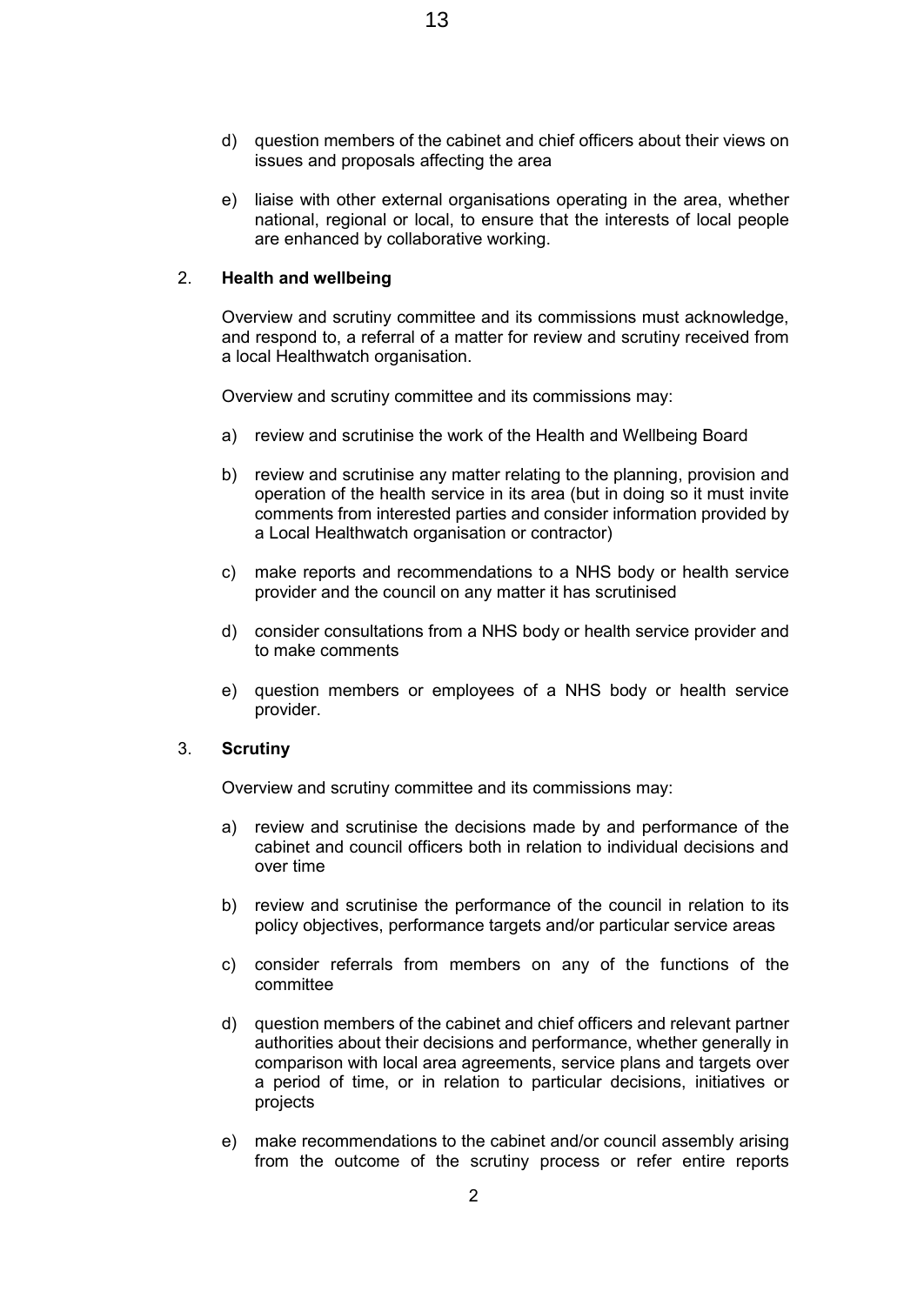d) question members of the cabinet and chief officers about their views on issues and proposals affecting the area

e) liaise with other external organisations operating in the area, whether national, regional or local, to ensure that the interests of local people are enhanced by collaborative working.

2. **Health and wellbeing**

Overview and scrutiny committee and its commissions must acknowledge, and respond to, a referral of a matter for review and scrutiny received from a local Healthwatch organisation.

Overview and scrutiny committee and its commissions may:

a) review and scrutinise the work of the Health and Wellbeing Board

b) review and scrutinise any matter relating to the planning, provision and operation of the health service in its area (but in doing so it must invite comments from interested parties and consider information provided by a Local Healthwatch organisation or contractor)

c) make reports and recommendations to a NHS body or health service provider and the council on any matter it has scrutinised

d) consider consultations from a NHS body or health service provider and to make comments

e) question members or employees of a NHS body or health service provider.

3. **Scrutiny**

Overview and scrutiny committee and its commissions may:

a) review and scrutinise the decisions made by and performance of the cabinet and council officers both in relation to individual decisions and over time

b) review and scrutinise the performance of the council in relation to its policy objectives, performance targets and/or particular service areas

c) consider referrals from members on any of the functions of the committee

d) question members of the cabinet and chief officers and relevant partner authorities about their decisions and performance, whether generally in comparison with local area agreements, service plans and targets over a period of time, or in relation to particular decisions, initiatives or projects

e) make recommendations to the cabinet and/or council assembly arising from the outcome of the scrutiny process or refer entire reports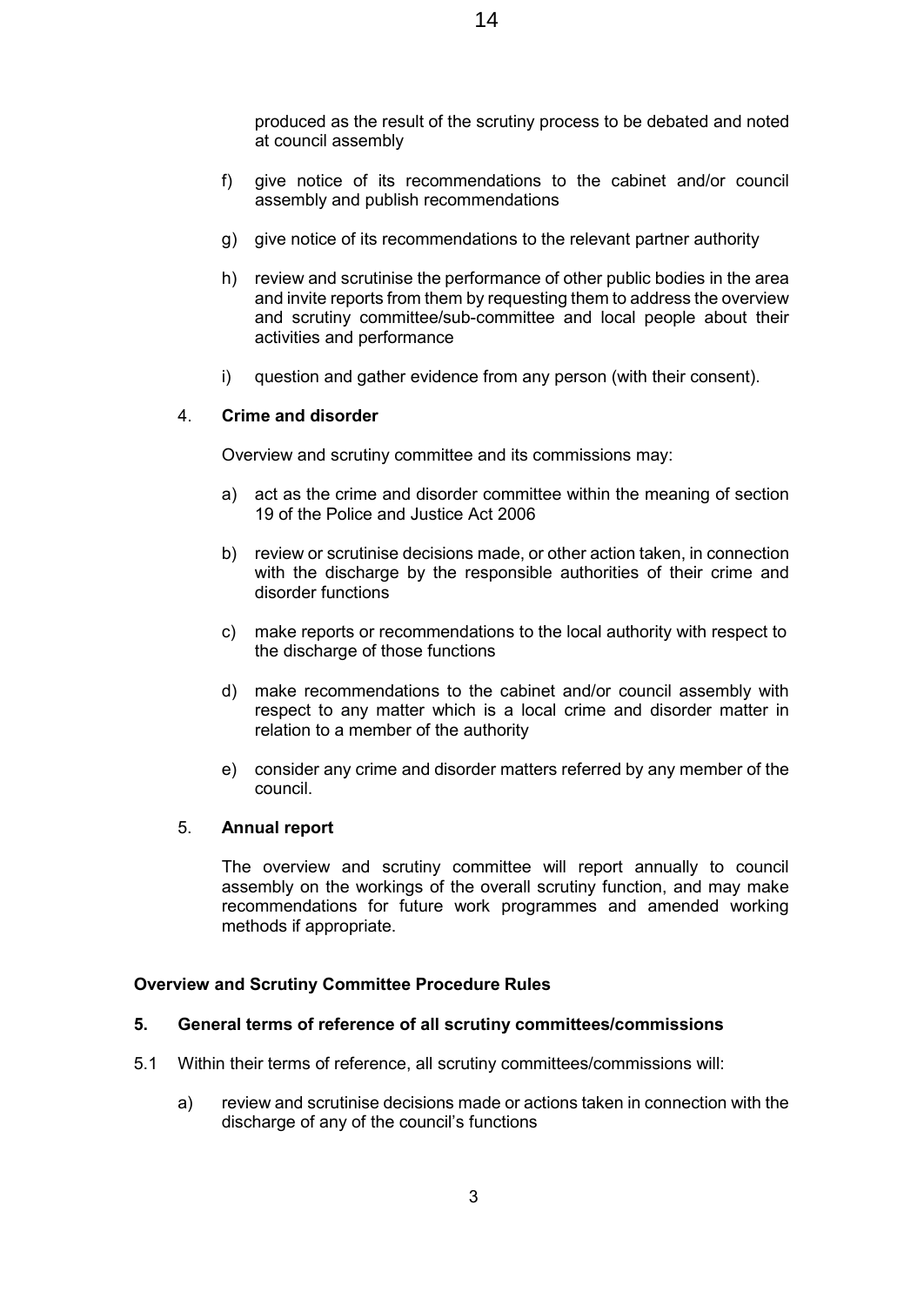produced as the result of the scrutiny process to be debated and noted at council assembly

f) give notice of its recommendations to the cabinet and/or council assembly and publish recommendations

g) give notice of its recommendations to the relevant partner authority

h) review and scrutinise the performance of other public bodies in the area and invite reports from them by requesting them to address the overview and scrutiny committee/sub-committee and local people about their activities and performance

i) question and gather evidence from any person (with their consent).

4. **Crime and disorder**

Overview and scrutiny committee and its commissions may:

a) act as the crime and disorder committee within the meaning of section 19 of the Police and Justice Act 2006

b) review or scrutinise decisions made, or other action taken, in connection with the discharge by the responsible authorities of their crime and disorder functions

c) make reports or recommendations to the local authority with respect to the discharge of those functions

d) make recommendations to the cabinet and/or council assembly with respect to any matter which is a local crime and disorder matter in relation to a member of the authority

e) consider any crime and disorder matters referred by any member of the council.

5. **Annual report**

The overview and scrutiny committee will report annually to council assembly on the workings of the overall scrutiny function, and may make recommendations for future work programmes and amended working methods if appropriate.

**Overview and Scrutiny Committee Procedure Rules**

**5. General terms of reference of all scrutiny committees/commissions**

5.1 Within their terms of reference, all scrutiny committees/commissions will:

a) review and scrutinise decisions made or actions taken in connection with the discharge of any of the council's functions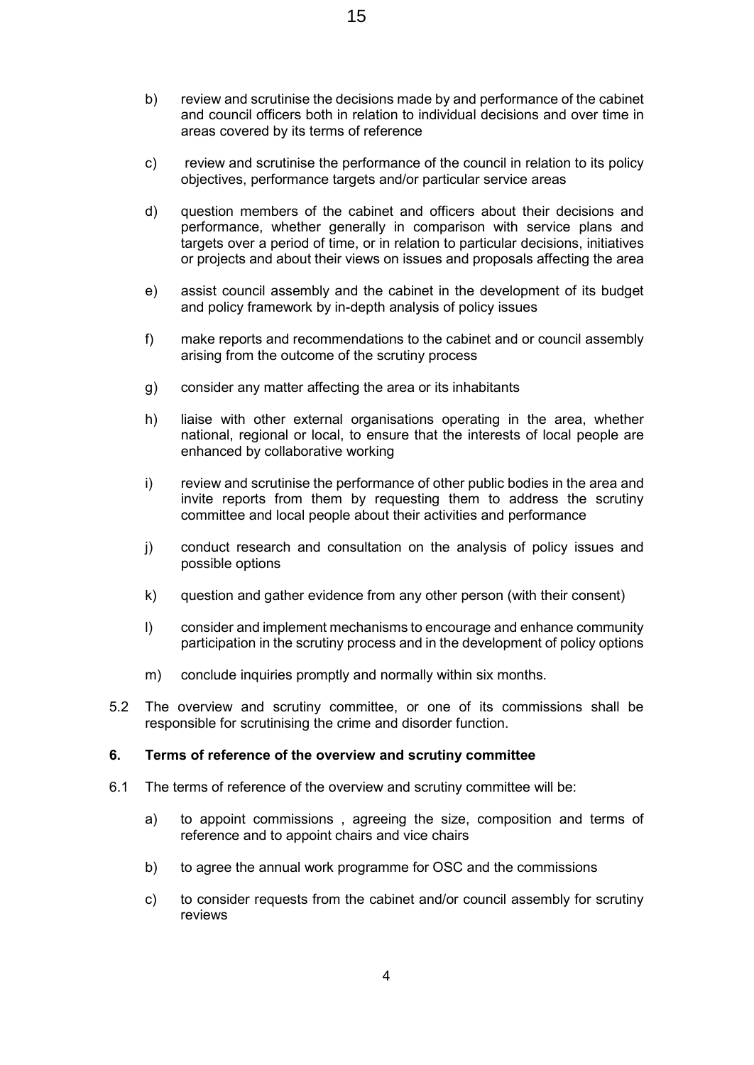b) review and scrutinise the decisions made by and performance of the cabinet and council officers both in relation to individual decisions and over time in areas covered by its terms of reference

c) review and scrutinise the performance of the council in relation to its policy objectives, performance targets and/or particular service areas

d) question members of the cabinet and officers about their decisions and performance, whether generally in comparison with service plans and targets over a period of time, or in relation to particular decisions, initiatives or projects and about their views on issues and proposals affecting the area

e) assist council assembly and the cabinet in the development of its budget and policy framework by in-depth analysis of policy issues

f) make reports and recommendations to the cabinet and or council assembly arising from the outcome of the scrutiny process

g) consider any matter affecting the area or its inhabitants

h) liaise with other external organisations operating in the area, whether national, regional or local, to ensure that the interests of local people are enhanced by collaborative working

i) review and scrutinise the performance of other public bodies in the area and invite reports from them by requesting them to address the scrutiny committee and local people about their activities and performance

j) conduct research and consultation on the analysis of policy issues and possible options

k) question and gather evidence from any other person (with their consent)

l) consider and implement mechanisms to encourage and enhance community participation in the scrutiny process and in the development of policy options

m) conclude inquiries promptly and normally within six months.

5.2 The overview and scrutiny committee, or one of its commissions shall be responsible for scrutinising the crime and disorder function.

**6. Terms of reference of the overview and scrutiny committee**

6.1 The terms of reference of the overview and scrutiny committee will be:

a) to appoint commissions , agreeing the size, composition and terms of reference and to appoint chairs and vice chairs

b) to agree the annual work programme for OSC and the commissions

c) to consider requests from the cabinet and/or council assembly for scrutiny reviews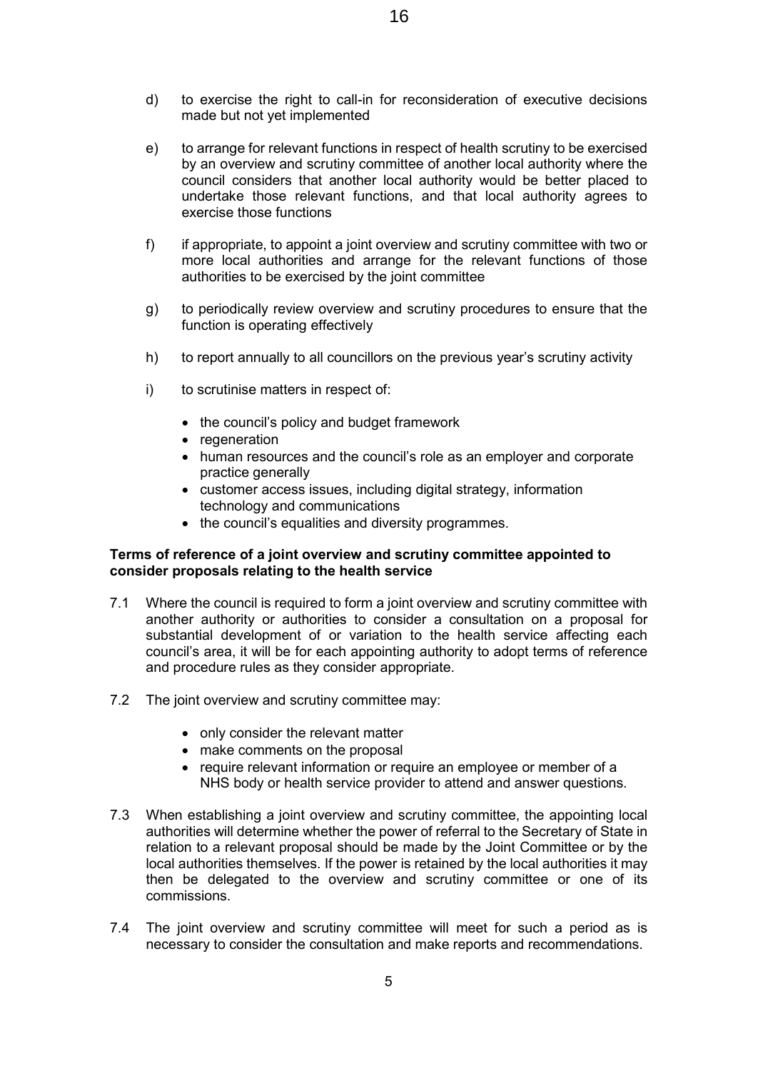d) to exercise the right to call-in for reconsideration of executive decisions made but not yet implemented

e) to arrange for relevant functions in respect of health scrutiny to be exercised by an overview and scrutiny committee of another local authority where the council considers that another local authority would be better placed to undertake those relevant functions, and that local authority agrees to exercise those functions

f) if appropriate, to appoint a joint overview and scrutiny committee with two or more local authorities and arrange for the relevant functions of those authorities to be exercised by the joint committee

g) to periodically review overview and scrutiny procedures to ensure that the function is operating effectively

h) to report annually to all councillors on the previous year's scrutiny activity

i) to scrutinise matters in respect of:

- the council's policy and budget framework
- regeneration
- human resources and the council's role as an employer and corporate practice generally
- customer access issues, including digital strategy, information technology and communications
- the council's equalities and diversity programmes.

**Terms of reference of a joint overview and scrutiny committee appointed to consider proposals relating to the health service**

7.1 Where the council is required to form a joint overview and scrutiny committee with another authority or authorities to consider a consultation on a proposal for substantial development of or variation to the health service affecting each council's area, it will be for each appointing authority to adopt terms of reference and procedure rules as they consider appropriate.

7.2 The joint overview and scrutiny committee may:

- only consider the relevant matter
- make comments on the proposal
- require relevant information or require an employee or member of a NHS body or health service provider to attend and answer questions.

7.3 When establishing a joint overview and scrutiny committee, the appointing local authorities will determine whether the power of referral to the Secretary of State in relation to a relevant proposal should be made by the Joint Committee or by the local authorities themselves. If the power is retained by the local authorities it may then be delegated to the overview and scrutiny committee or one of its commissions.

7.4 The joint overview and scrutiny committee will meet for such a period as is necessary to consider the consultation and make reports and recommendations.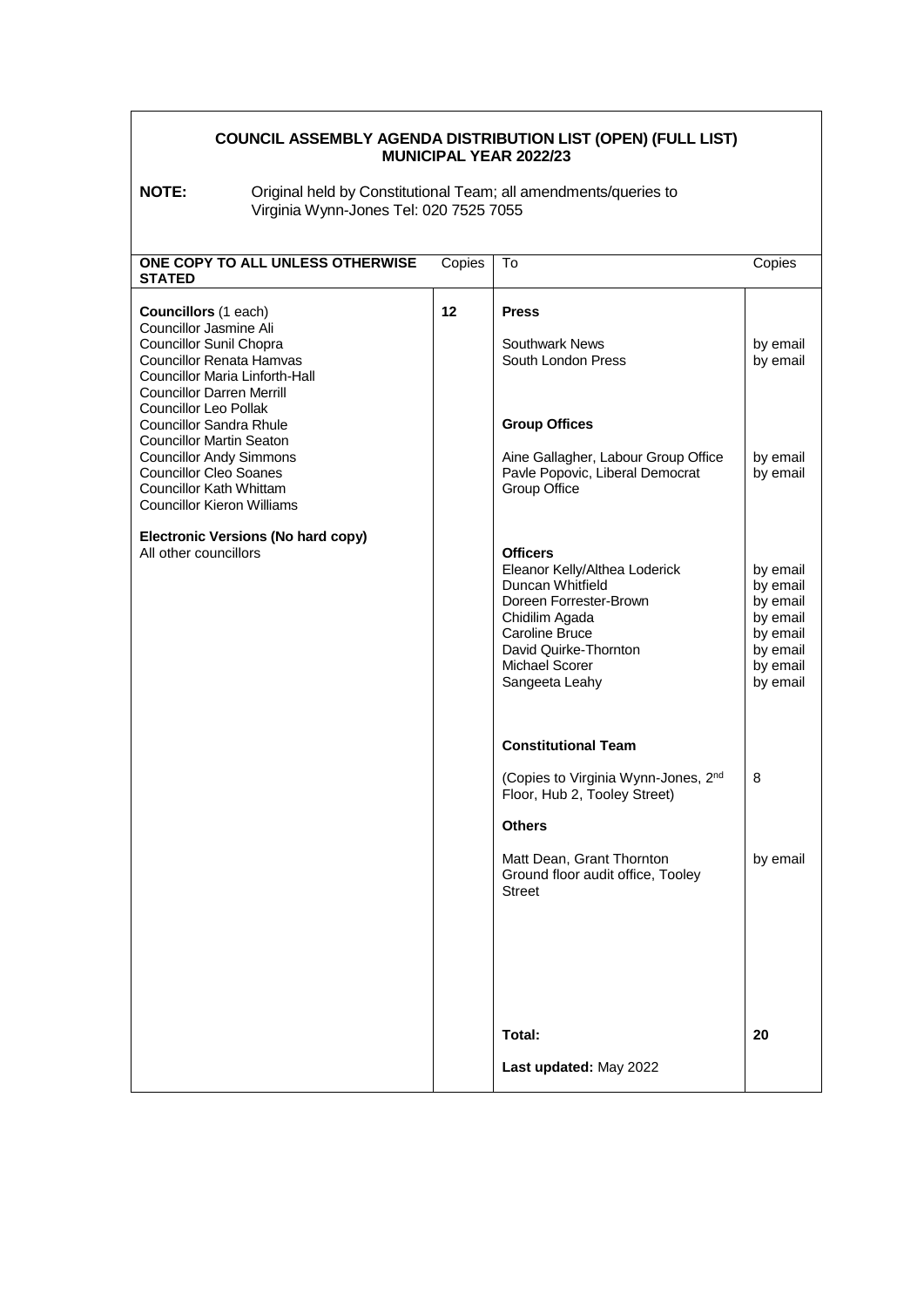**COUNCIL ASSEMBLY AGENDA DISTRIBUTION LIST (OPEN) (FULL LIST) MUNICIPAL YEAR 2022/23**

**NOTE:** Original held by Constitutional Team; all amendments/queries to Virginia Wynn-Jones Tel: 020 7525 7055

| ONE COPY TO ALL UNLESS OTHERWISE STATED | Copies | To | Copies |
|---|---|---|---|
| **Councillors** (1 each) | **12** | **Press** | |
| Councillor Jasmine Ali | | Southwark News | by email |
| Councillor Sunil Chopra | | South London Press | by email |
| Councillor Renata Hamvas | | | |
| Councillor Maria Linforth-Hall | | | |
| Councillor Darren Merrill | | | |
| Councillor Leo Pollak | | | |
| Councillor Sandra Rhule | | **Group Offices** | |
| Councillor Martin Seaton | | | |
| Councillor Andy Simmons | | Aine Gallagher, Labour Group Office | by email |
| Councillor Cleo Soanes | | Pavle Popovic, Liberal Democrat Group Office | by email |
| Councillor Kath Whittam | | | |
| Councillor Kieron Williams | | | |
| **Electronic Versions (No hard copy)** | | | |
| All other councillors | | **Officers** | |
| | | Eleanor Kelly/Althea Loderick | by email |
| | | Duncan Whitfield | by email |
| | | Doreen Forrester-Brown | by email |
| | | Chidilim Agada | by email |
| | | Caroline Bruce | by email |
| | | David Quirke-Thornton | by email |
| | | Michael Scorer | by email |
| | | Sangeeta Leahy | by email |
| | | **Constitutional Team** | |
| | | (Copies to Virginia Wynn-Jones, 2nd Floor, Hub 2, Tooley Street) | 8 |
| | | **Others** | |
| | | Matt Dean, Grant Thornton Ground floor audit office, Tooley Street | by email |
| | | **Total:** | **20** |
| | | **Last updated:** May 2022 | |